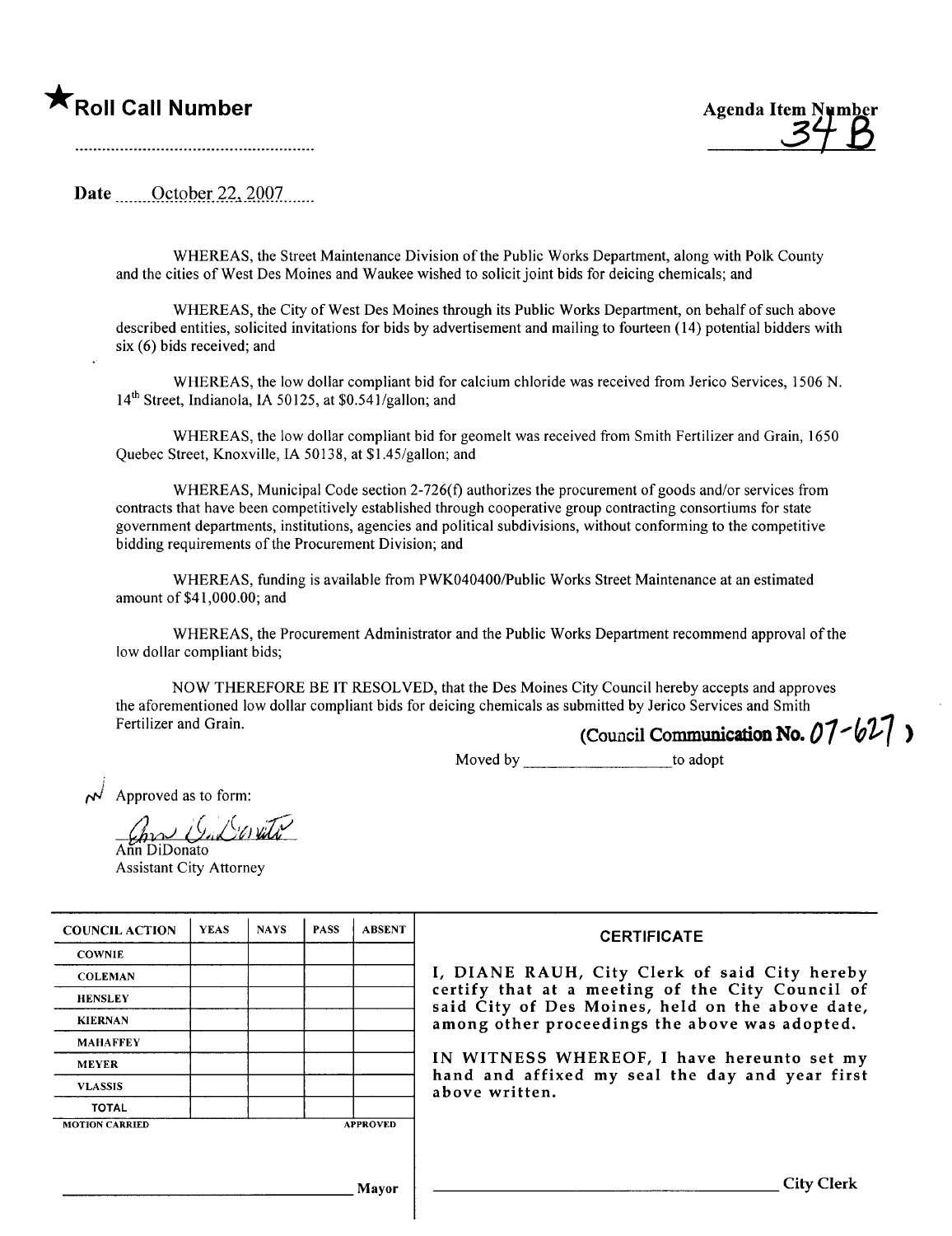★**Roll Call Number**

..........................................................

Agenda Item Number
34 B

Date October 22, 2007

WHEREAS, the Street Maintenance Division of the Public Works Department, along with Polk County and the cities of West Des Moines and Waukee wished to solicit joint bids for deicing chemicals; and

WHEREAS, the City of West Des Moines through its Public Works Department, on behalf of such above described entities, solicited invitations for bids by advertisement and mailing to fourteen (14) potential bidders with six (6) bids received; and

WHEREAS, the low dollar compliant bid for calcium chloride was received from Jerico Services, 1506 N. 14th Street, Indianola, IA 50125, at $0.541/gallon; and

WHEREAS, the low dollar compliant bid for geomelt was received from Smith Fertilizer and Grain, 1650 Quebec Street, Knoxville, IA 50138, at $1.45/gallon; and

WHEREAS, Municipal Code section 2-726(f) authorizes the procurement of goods and/or services from contracts that have been competitively established through cooperative group contracting consortiums for state government departments, institutions, agencies and political subdivisions, without conforming to the competitive bidding requirements of the Procurement Division; and

WHEREAS, funding is available from PWK040400/Public Works Street Maintenance at an estimated amount of $41,000.00; and

WHEREAS, the Procurement Administrator and the Public Works Department recommend approval of the low dollar compliant bids;

NOW THEREFORE BE IT RESOLVED, that the Des Moines City Council hereby accepts and approves the aforementioned low dollar compliant bids for deicing chemicals as submitted by Jerico Services and Smith Fertilizer and Grain.

**(Council Communication No. 07-627)**

Moved by ____________________ to adopt

Approved as to form:

Ann DiDonato
Assistant City Attorney

| COUNCIL ACTION | YEAS | NAYS | PASS | ABSENT |
|---|---|---|---|---|
| COWNIE | | | | |
| COLEMAN | | | | |
| HENSLEY | | | | |
| KIERNAN | | | | |
| MAHAFFEY | | | | |
| MEYER | | | | |
| VLASSIS | | | | |
| TOTAL | | | | |
| MOTION CARRIED | | | | APPROVED |

____________________ Mayor

**CERTIFICATE**

I, DIANE RAUH, City Clerk of said City hereby certify that at a meeting of the City Council of said City of Des Moines, held on the above date, among other proceedings the above was adopted.

IN WITNESS WHEREOF, I have hereunto set my hand and affixed my seal the day and year first above written.

____________________ City Clerk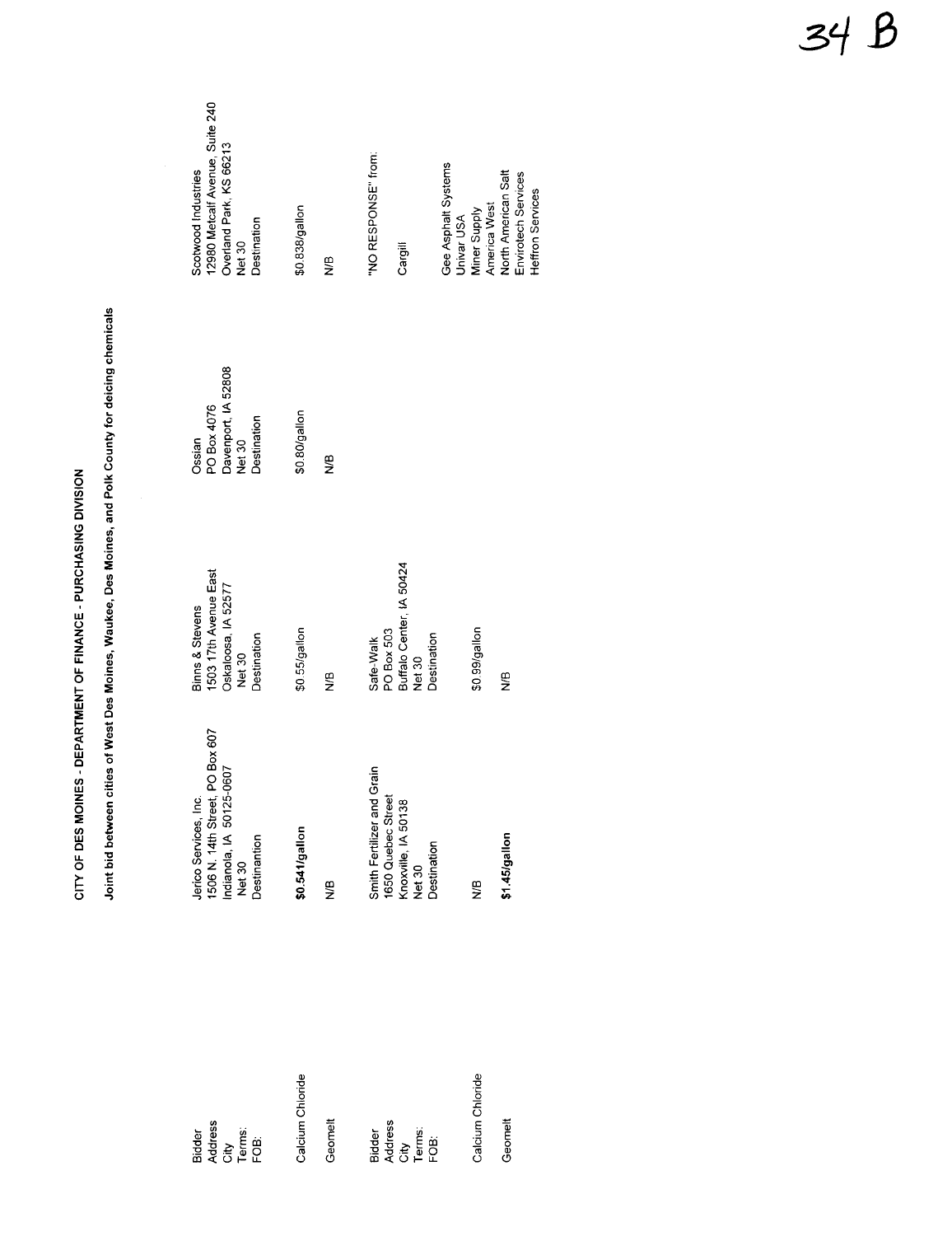34 B

# CITY OF DES MOINES - DEPARTMENT OF FINANCE - PURCHASING DIVISION

## Joint bid between cities of West Des Moines, Waukee, Des Moines, and Polk County for deicing chemicals

| | | | | |
|---|---|---|---|---|
| Bidder | Jerico Services, Inc. | Binns & Stevens | Ossian | Scotwood Industries |
| Address | 1506 N. 14th Street, PO Box 607 | 1503 17th Avenue East | PO Box 4076 | 12980 Metcalf Avenue, Suite 240 |
| City | Indianola, IA 50125-0607 | Oskaloosa, IA 52577 | Davenport, IA 52808 | Overland Park, KS 66213 |
| Terms: | Net 30 | Net 30 | Net 30 | Net 30 |
| FOB: | Destinantion | Destination | Destination | Destination |
| Calcium Chloride | **$0.541/gallon** | $0.55/gallon | $0.80/gallon | $0.838/gallon |
| Geomelt | N/B | N/B | N/B | N/B |

| | | | |
|---|---|---|---|
| Bidder | Smith Fertilizer and Grain | Safe-Walk | "NO RESPONSE" from: |
| Address | 1650 Quebec Street | PO Box 503 | |
| City | Knoxville, IA 50138 | Buffalo Center, IA 50424 | Cargill |
| Terms: | Net 30 | Net 30 | |
| FOB: | Destination | Destination | |
| | | | Gee Asphalt Systems |
| | | | Univar USA |
| Calcium Chloride | N/B | $0.99/gallon | Miner Supply |
| | | | America West |
| Geomelt | **$1.45/gallon** | N/B | North American Salt |
| | | | Envirotech Services |
| | | | Heffron Services |